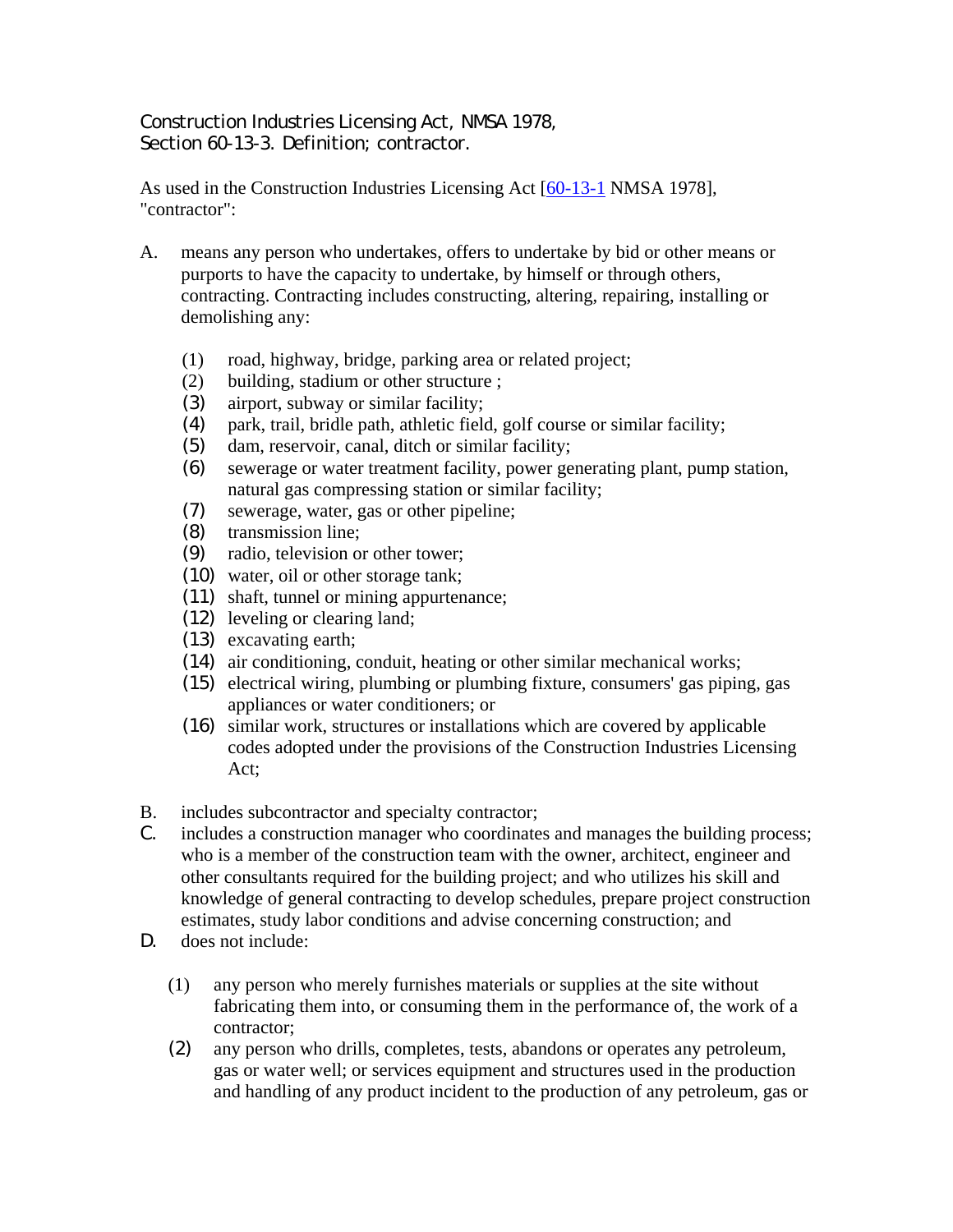Construction Industries Licensing Act, NMSA 1978,
Section 60-13-3. Definition; contractor.

As used in the Construction Industries Licensing Act [60-13-1 NMSA 1978], "contractor":

A. means any person who undertakes, offers to undertake by bid or other means or purports to have the capacity to undertake, by himself or through others, contracting. Contracting includes constructing, altering, repairing, installing or demolishing any:

   (1) road, highway, bridge, parking area or related project;
   (2) building, stadium or other structure ;
   (3) airport, subway or similar facility;
   (4) park, trail, bridle path, athletic field, golf course or similar facility;
   (5) dam, reservoir, canal, ditch or similar facility;
   (6) sewerage or water treatment facility, power generating plant, pump station, natural gas compressing station or similar facility;
   (7) sewerage, water, gas or other pipeline;
   (8) transmission line;
   (9) radio, television or other tower;
   (10) water, oil or other storage tank;
   (11) shaft, tunnel or mining appurtenance;
   (12) leveling or clearing land;
   (13) excavating earth;
   (14) air conditioning, conduit, heating or other similar mechanical works;
   (15) electrical wiring, plumbing or plumbing fixture, consumers' gas piping, gas appliances or water conditioners; or
   (16) similar work, structures or installations which are covered by applicable codes adopted under the provisions of the Construction Industries Licensing Act;

B. includes subcontractor and specialty contractor;

C. includes a construction manager who coordinates and manages the building process; who is a member of the construction team with the owner, architect, engineer and other consultants required for the building project; and who utilizes his skill and knowledge of general contracting to develop schedules, prepare project construction estimates, study labor conditions and advise concerning construction; and

D. does not include:

   (1) any person who merely furnishes materials or supplies at the site without fabricating them into, or consuming them in the performance of, the work of a contractor;
   (2) any person who drills, completes, tests, abandons or operates any petroleum, gas or water well; or services equipment and structures used in the production and handling of any product incident to the production of any petroleum, gas or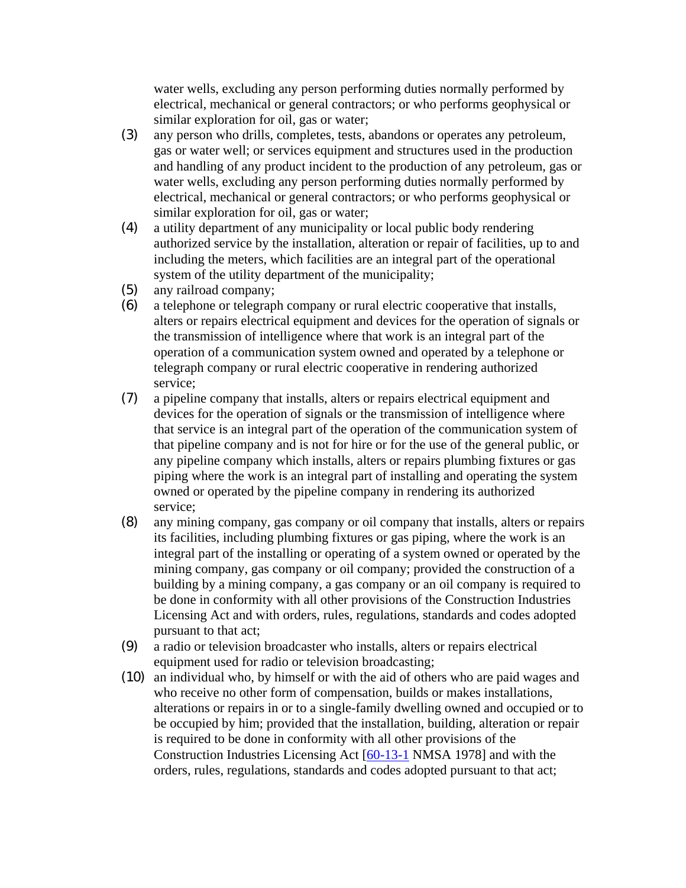water wells, excluding any person performing duties normally performed by electrical, mechanical or general contractors; or who performs geophysical or similar exploration for oil, gas or water;

(3) any person who drills, completes, tests, abandons or operates any petroleum, gas or water well; or services equipment and structures used in the production and handling of any product incident to the production of any petroleum, gas or water wells, excluding any person performing duties normally performed by electrical, mechanical or general contractors; or who performs geophysical or similar exploration for oil, gas or water;

(4) a utility department of any municipality or local public body rendering authorized service by the installation, alteration or repair of facilities, up to and including the meters, which facilities are an integral part of the operational system of the utility department of the municipality;

(5) any railroad company;

(6) a telephone or telegraph company or rural electric cooperative that installs, alters or repairs electrical equipment and devices for the operation of signals or the transmission of intelligence where that work is an integral part of the operation of a communication system owned and operated by a telephone or telegraph company or rural electric cooperative in rendering authorized service;

(7) a pipeline company that installs, alters or repairs electrical equipment and devices for the operation of signals or the transmission of intelligence where that service is an integral part of the operation of the communication system of that pipeline company and is not for hire or for the use of the general public, or any pipeline company which installs, alters or repairs plumbing fixtures or gas piping where the work is an integral part of installing and operating the system owned or operated by the pipeline company in rendering its authorized service;

(8) any mining company, gas company or oil company that installs, alters or repairs its facilities, including plumbing fixtures or gas piping, where the work is an integral part of the installing or operating of a system owned or operated by the mining company, gas company or oil company; provided the construction of a building by a mining company, a gas company or an oil company is required to be done in conformity with all other provisions of the Construction Industries Licensing Act and with orders, rules, regulations, standards and codes adopted pursuant to that act;

(9) a radio or television broadcaster who installs, alters or repairs electrical equipment used for radio or television broadcasting;

(10) an individual who, by himself or with the aid of others who are paid wages and who receive no other form of compensation, builds or makes installations, alterations or repairs in or to a single-family dwelling owned and occupied or to be occupied by him; provided that the installation, building, alteration or repair is required to be done in conformity with all other provisions of the Construction Industries Licensing Act [60-13-1 NMSA 1978] and with the orders, rules, regulations, standards and codes adopted pursuant to that act;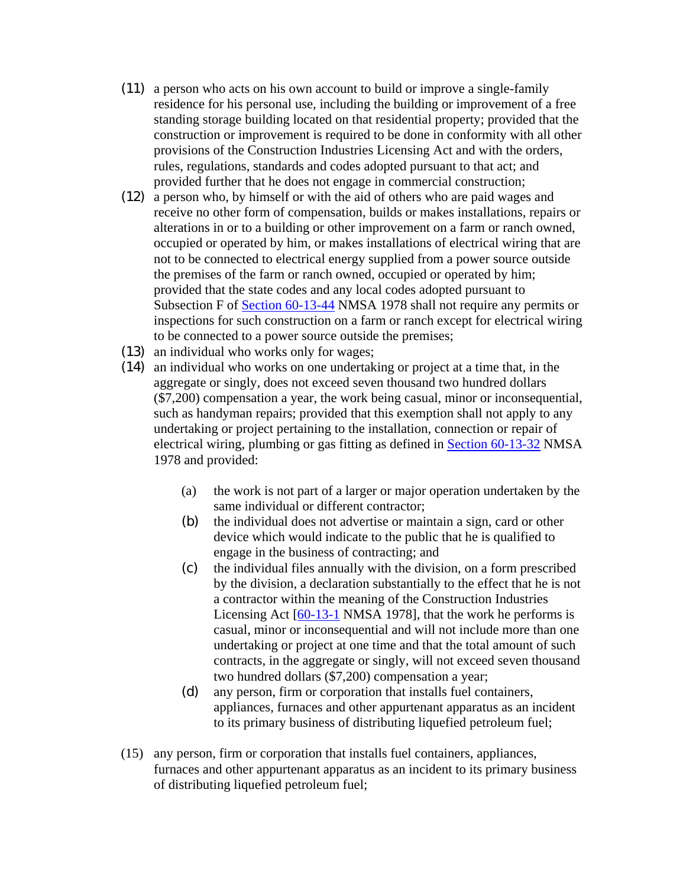(11) a person who acts on his own account to build or improve a single-family residence for his personal use, including the building or improvement of a free standing storage building located on that residential property; provided that the construction or improvement is required to be done in conformity with all other provisions of the Construction Industries Licensing Act and with the orders, rules, regulations, standards and codes adopted pursuant to that act; and provided further that he does not engage in commercial construction;

(12) a person who, by himself or with the aid of others who are paid wages and receive no other form of compensation, builds or makes installations, repairs or alterations in or to a building or other improvement on a farm or ranch owned, occupied or operated by him, or makes installations of electrical wiring that are not to be connected to electrical energy supplied from a power source outside the premises of the farm or ranch owned, occupied or operated by him; provided that the state codes and any local codes adopted pursuant to Subsection F of Section 60-13-44 NMSA 1978 shall not require any permits or inspections for such construction on a farm or ranch except for electrical wiring to be connected to a power source outside the premises;

(13) an individual who works only for wages;

(14) an individual who works on one undertaking or project at a time that, in the aggregate or singly, does not exceed seven thousand two hundred dollars ($7,200) compensation a year, the work being casual, minor or inconsequential, such as handyman repairs; provided that this exemption shall not apply to any undertaking or project pertaining to the installation, connection or repair of electrical wiring, plumbing or gas fitting as defined in Section 60-13-32 NMSA 1978 and provided:

   (a) the work is not part of a larger or major operation undertaken by the same individual or different contractor;

   (b) the individual does not advertise or maintain a sign, card or other device which would indicate to the public that he is qualified to engage in the business of contracting; and

   (c) the individual files annually with the division, on a form prescribed by the division, a declaration substantially to the effect that he is not a contractor within the meaning of the Construction Industries Licensing Act [60-13-1 NMSA 1978], that the work he performs is casual, minor or inconsequential and will not include more than one undertaking or project at one time and that the total amount of such contracts, in the aggregate or singly, will not exceed seven thousand two hundred dollars ($7,200) compensation a year;

   (d) any person, firm or corporation that installs fuel containers, appliances, furnaces and other appurtenant apparatus as an incident to its primary business of distributing liquefied petroleum fuel;

(15) any person, firm or corporation that installs fuel containers, appliances, furnaces and other appurtenant apparatus as an incident to its primary business of distributing liquefied petroleum fuel;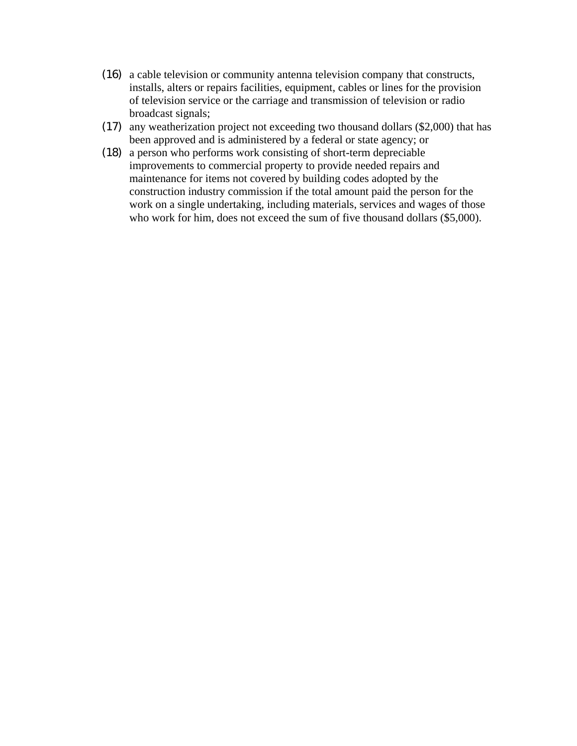(16) a cable television or community antenna television company that constructs, installs, alters or repairs facilities, equipment, cables or lines for the provision of television service or the carriage and transmission of television or radio broadcast signals;

(17) any weatherization project not exceeding two thousand dollars ($2,000) that has been approved and is administered by a federal or state agency; or

(18) a person who performs work consisting of short-term depreciable improvements to commercial property to provide needed repairs and maintenance for items not covered by building codes adopted by the construction industry commission if the total amount paid the person for the work on a single undertaking, including materials, services and wages of those who work for him, does not exceed the sum of five thousand dollars ($5,000).